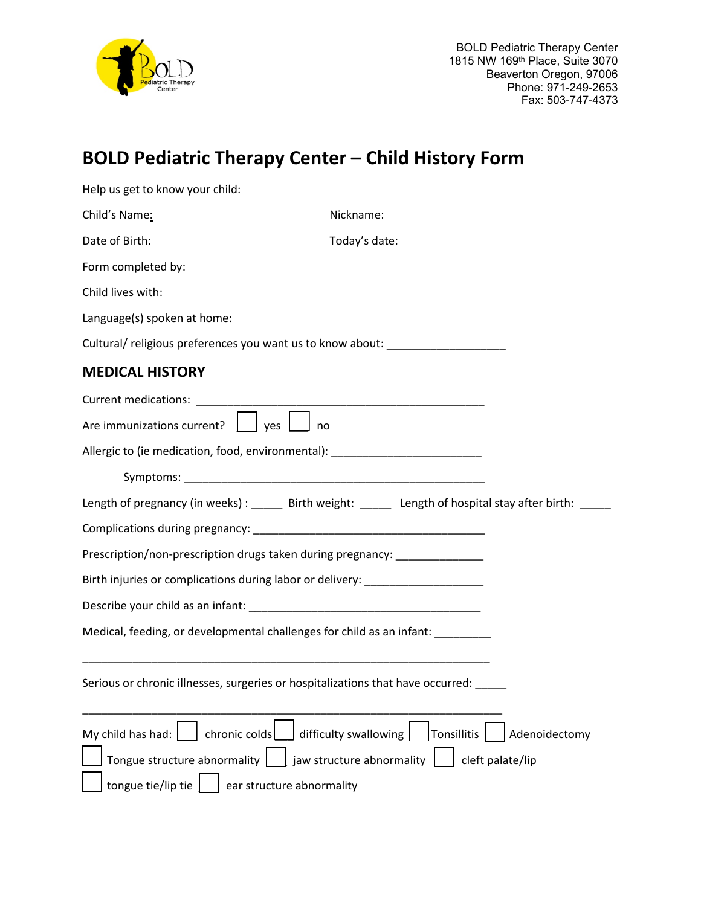BOLD Pediatric Therapy Center
1815 NW 169th Place, Suite 3070
Beaverton Oregon, 97006
Phone: 971-249-2653
Fax: 503-747-4373

# BOLD Pediatric Therapy Center – Child History Form

Help us get to know your child:

Child's Name: Nickname:

Date of Birth: Today's date:

Form completed by:

Child lives with:

Language(s) spoken at home:

Cultural/ religious preferences you want us to know about: ___________________

## MEDICAL HISTORY

Current medications: ______________________________________________

Are immunizations current? ☐ yes ☐ no

Allergic to (ie medication, food, environmental): ________________________

Symptoms: ________________________________________________

Length of pregnancy (in weeks) : _____ Birth weight: _____ Length of hospital stay after birth: _____

Complications during pregnancy: _____________________________________

Prescription/non-prescription drugs taken during pregnancy: ______________

Birth injuries or complications during labor or delivery: ___________________

Describe your child as an infant: _____________________________________

Medical, feeding, or developmental challenges for child as an infant: _________

_________________________________________________________________

Serious or chronic illnesses, surgeries or hospitalizations that have occurred: _____

_________________________________________________________________

My child has had: ☐ chronic colds ☐ difficulty swallowing ☐ Tonsillitis ☐ Adenoidectomy

☐ Tongue structure abnormality ☐ jaw structure abnormality ☐ cleft palate/lip

☐ tongue tie/lip tie ☐ ear structure abnormality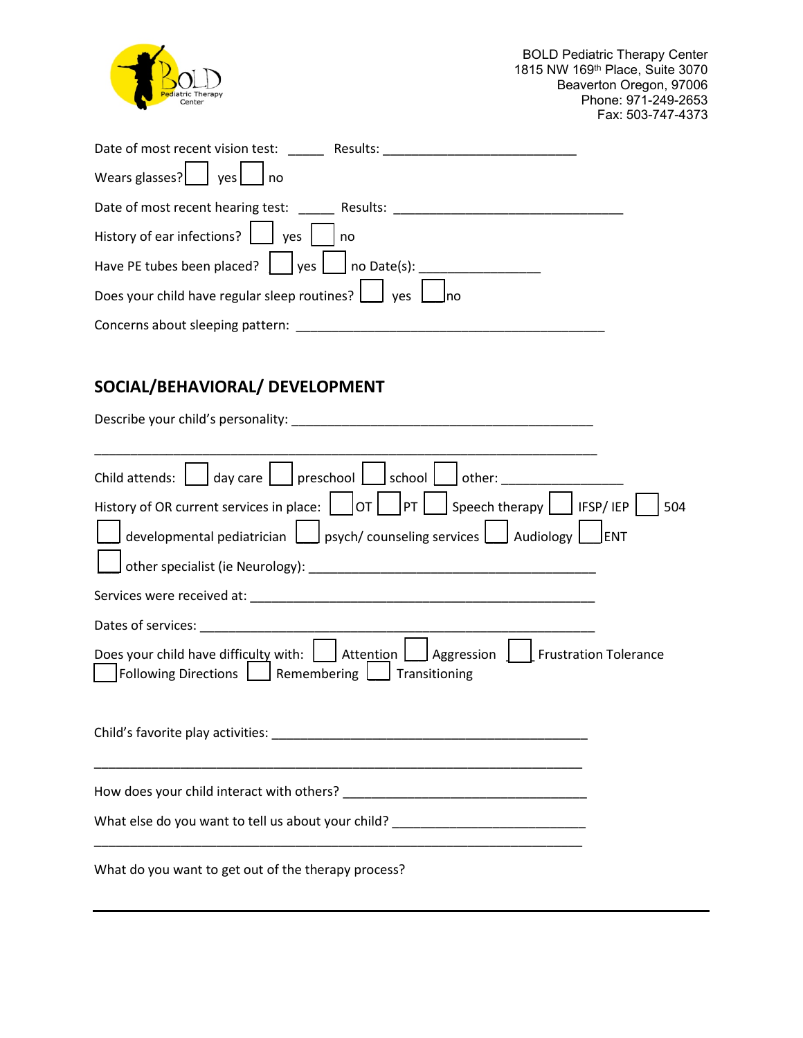BOLD Pediatric Therapy Center
1815 NW 169th Place, Suite 3070
Beaverton Oregon, 97006
Phone: 971-249-2653
Fax: 503-747-4373

Date of most recent vision test: _____ Results: ___________________________

Wears glasses? ☐ yes ☐ no

Date of most recent hearing test: _____ Results: ________________________________

History of ear infections? ☐ yes ☐ no

Have PE tubes been placed? ☐ yes ☐ no Date(s): _________________

Does your child have regular sleep routines? ☐ yes ☐ no

Concerns about sleeping pattern: ___________________________________________

## SOCIAL/BEHAVIORAL/ DEVELOPMENT

Describe your child's personality: __________________________________________

______________________________________________________________________

Child attends: ☐ day care ☐ preschool ☐ school ☐ other: _________________

History of OR current services in place: ☐ OT ☐ PT ☐ Speech therapy ☐ IFSP/ IEP ☐ 504

☐ developmental pediatrician ☐ psych/ counseling services ☐ Audiology ☐ ENT

☐ other specialist (ie Neurology): ________________________________________

Services were received at: _____________________________________________

Dates of services: ___________________________________________________

Does your child have difficulty with: ☐ Attention ☐ Aggression ☐ Frustration Tolerance ☐ Following Directions ☐ Remembering ☐ Transitioning

Child's favorite play activities: ___________________________________________

______________________________________________________________________

How does your child interact with others? ________________________________

What else do you want to tell us about your child? __________________________

______________________________________________________________________

What do you want to get out of the therapy process?